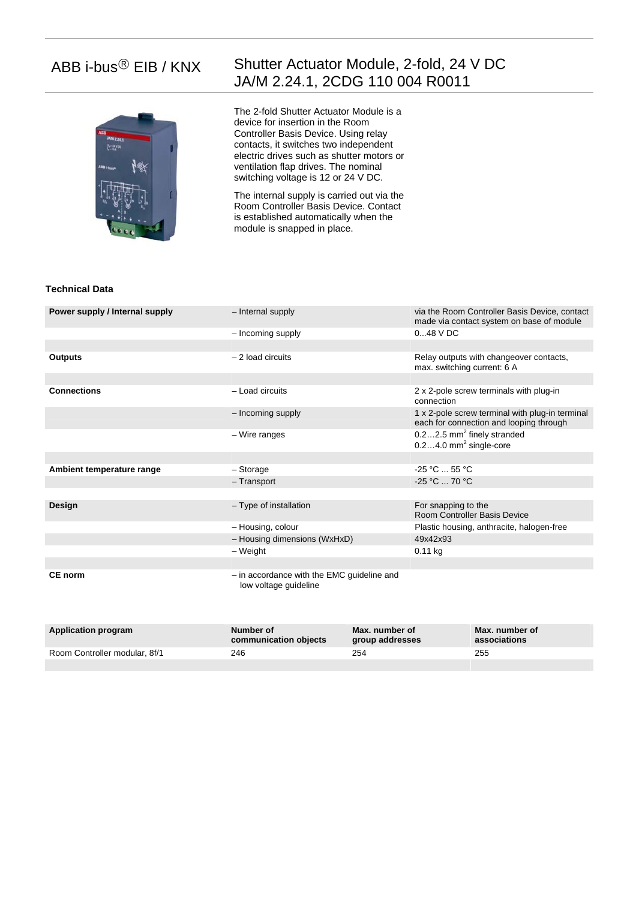# ABB i-bus® EIB / KNX

## Shutter Actuator Module, 2-fold, 24 V DC JA/M 2.24.1, 2CDG 110 004 R0011

The 2-fold Shutter Actuator Module is a device for insertion in the Room Controller Basis Device. Using relay contacts, it switches two independent electric drives such as shutter motors or ventilation flap drives. The nominal switching voltage is 12 or 24 V DC.

The internal supply is carried out via the Room Controller Basis Device. Contact is established automatically when the module is snapped in place.

### Technical Data

| | | |
|---|---|---|
| **Power supply / Internal supply** | – Internal supply | via the Room Controller Basis Device, contact made via contact system on base of module |
| | – Incoming supply | 0...48 V DC |
| | | |
| **Outputs** | – 2 load circuits | Relay outputs with changeover contacts, max. switching current: 6 A |
| | | |
| **Connections** | – Load circuits | 2 x 2-pole screw terminals with plug-in connection |
| | – Incoming supply | 1 x 2-pole screw terminal with plug-in terminal each for connection and looping through |
| | – Wire ranges | 0.2…2.5 mm² finely stranded<br>0.2…4.0 mm² single-core |
| | | |
| **Ambient temperature range** | – Storage | -25 °C ... 55 °C |
| | – Transport | -25 °C ... 70 °C |
| | | |
| **Design** | – Type of installation | For snapping to the Room Controller Basis Device |
| | – Housing, colour | Plastic housing, anthracite, halogen-free |
| | – Housing dimensions (WxHxD) | 49x42x93 |
| | – Weight | 0.11 kg |
| | | |
| **CE norm** | – in accordance with the EMC guideline and low voltage guideline | |

| Application program | Number of communication objects | Max. number of group addresses | Max. number of associations |
|---|---|---|---|
| Room Controller modular, 8f/1 | 246 | 254 | 255 |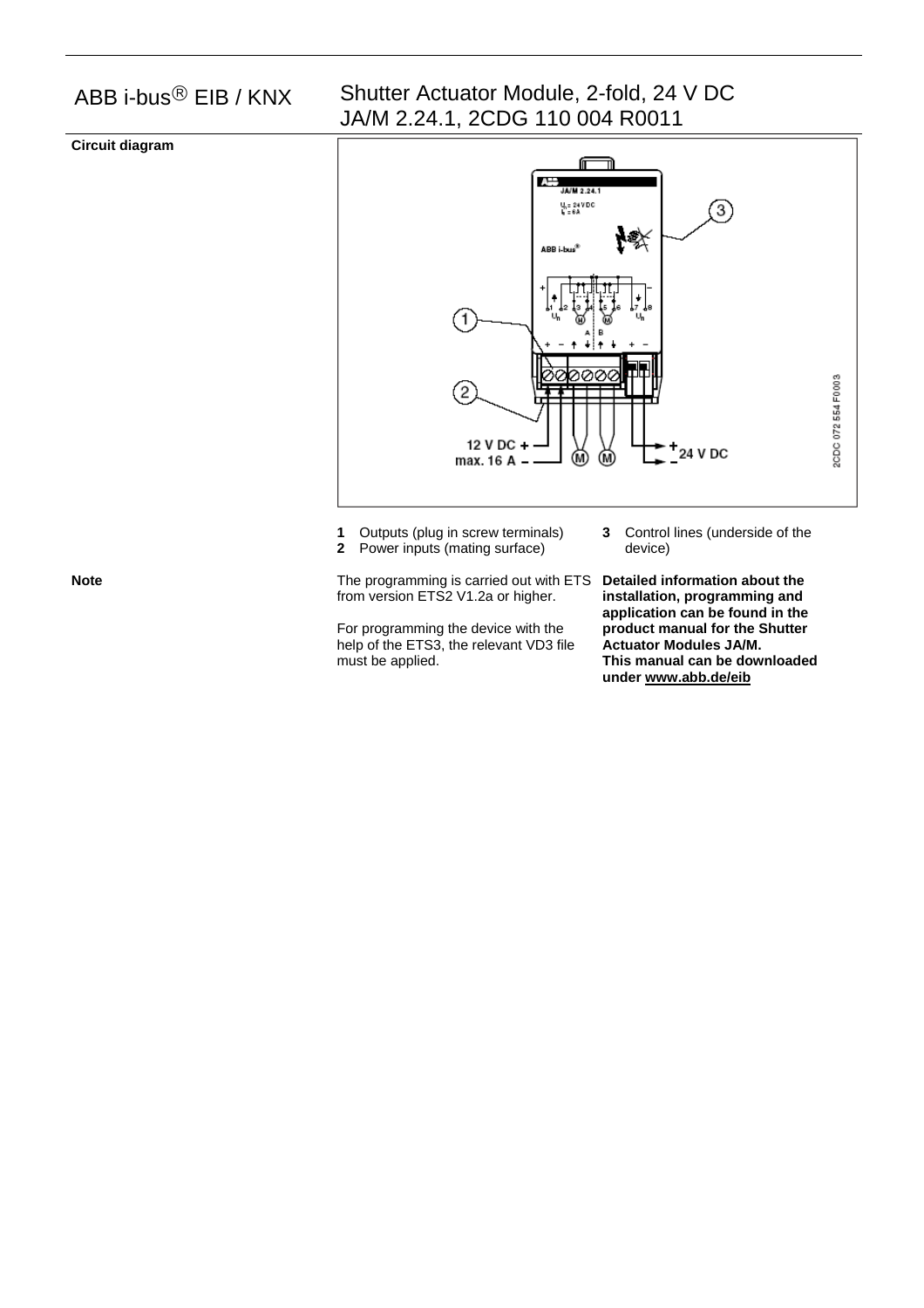ABB i-bus® EIB / KNX

# Shutter Actuator Module, 2-fold, 24 V DC JA/M 2.24.1, 2CDG 110 004 R0011

**Circuit diagram**

12 V DC +
max. 16 A –
24 V DC
2CDC 072 554 F0003

**1** Outputs (plug in screw terminals)
**2** Power inputs (mating surface)
**3** Control lines (underside of the device)

**Note**

The programming is carried out with ETS from version ETS2 V1.2a or higher.

For programming the device with the help of the ETS3, the relevant VD3 file must be applied.

**Detailed information about the installation, programming and application can be found in the product manual for the Shutter Actuator Modules JA/M. This manual can be downloaded under www.abb.de/eib**